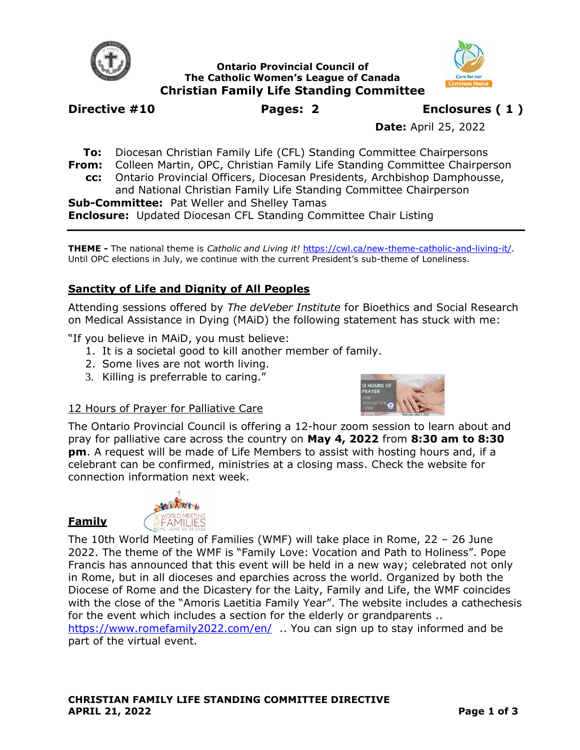**Ontario Provincial Council of**
**The Catholic Women's League of Canada**
**Christian Family Life Standing Committee**

**Directive #10** **Pages: 2** **Enclosures ( 1 )**

**Date:** April 25, 2022

**To:** Diocesan Christian Family Life (CFL) Standing Committee Chairpersons
**From:** Colleen Martin, OPC, Christian Family Life Standing Committee Chairperson
**cc:** Ontario Provincial Officers, Diocesan Presidents, Archbishop Damphousse, and National Christian Family Life Standing Committee Chairperson
**Sub-Committee:** Pat Weller and Shelley Tamas
**Enclosure:** Updated Diocesan CFL Standing Committee Chair Listing

---

**THEME -** The national theme is *Catholic and Living it!* https://cwl.ca/new-theme-catholic-and-living-it/. Until OPC elections in July, we continue with the current President's sub-theme of Loneliness.

## Sanctity of Life and Dignity of All Peoples

Attending sessions offered by *The deVeber Institute* for Bioethics and Social Research on Medical Assistance in Dying (MAiD) the following statement has stuck with me:

"If you believe in MAiD, you must believe:

1. It is a societal good to kill another member of family.
2. Some lives are not worth living.
3. Killing is preferrable to caring."

12 Hours of Prayer for Palliative Care

The Ontario Provincial Council is offering a 12-hour zoom session to learn about and pray for palliative care across the country on **May 4, 2022** from **8:30 am to 8:30 pm**. A request will be made of Life Members to assist with hosting hours and, if a celebrant can be confirmed, ministries at a closing mass. Check the website for connection information next week.

## Family

The 10th World Meeting of Families (WMF) will take place in Rome, 22 – 26 June 2022. The theme of the WMF is "Family Love: Vocation and Path to Holiness". Pope Francis has announced that this event will be held in a new way; celebrated not only in Rome, but in all dioceses and eparchies across the world. Organized by both the Diocese of Rome and the Dicastery for the Laity, Family and Life, the WMF coincides with the close of the "Amoris Laetitia Family Year". The website includes a cathechesis for the event which includes a section for the elderly or grandparents .. https://www.romefamily2022.com/en/ .. You can sign up to stay informed and be part of the virtual event.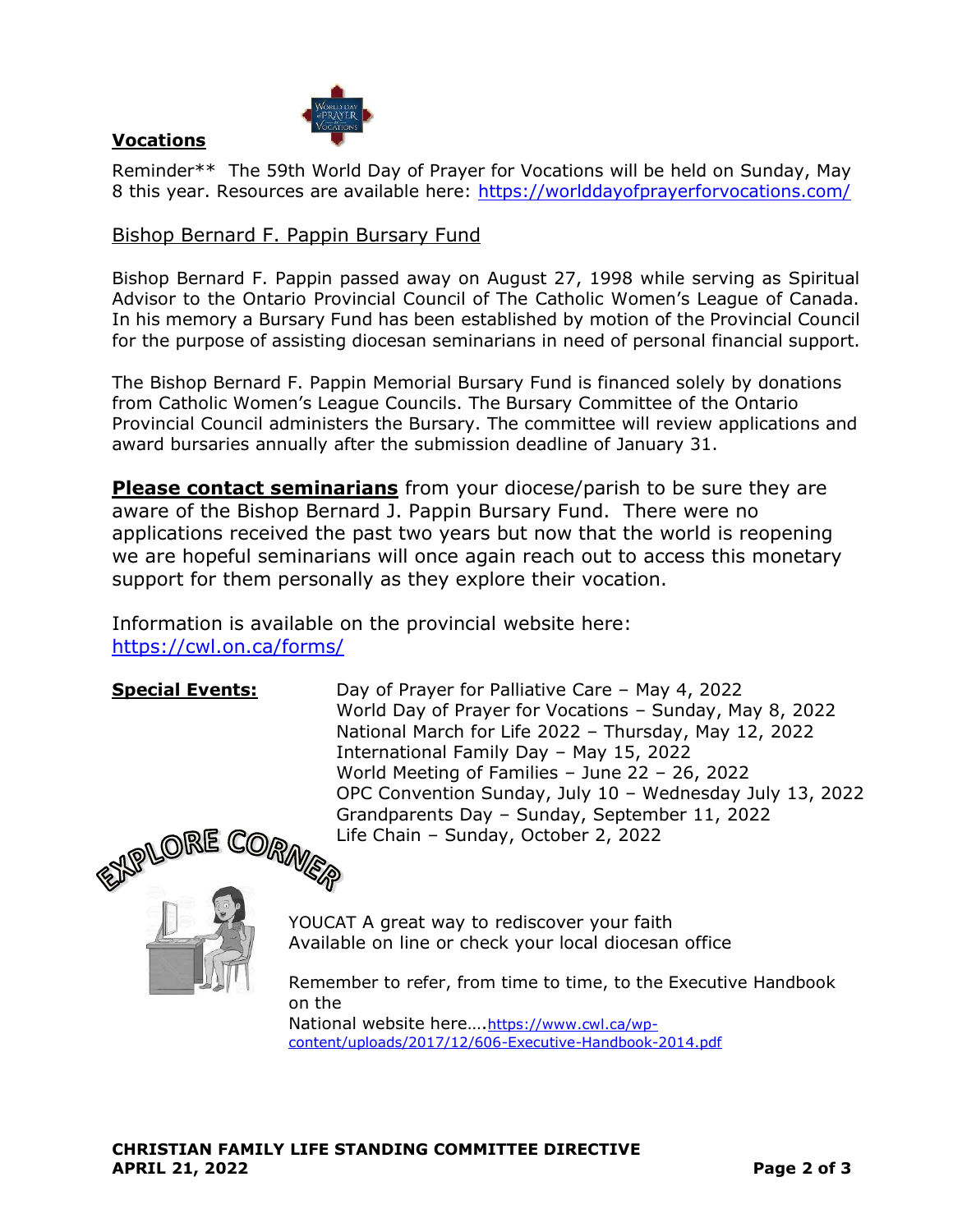## Vocations

Reminder** The 59th World Day of Prayer for Vocations will be held on Sunday, May 8 this year. Resources are available here: https://worlddayofprayerforvocations.com/

### Bishop Bernard F. Pappin Bursary Fund

Bishop Bernard F. Pappin passed away on August 27, 1998 while serving as Spiritual Advisor to the Ontario Provincial Council of The Catholic Women's League of Canada. In his memory a Bursary Fund has been established by motion of the Provincial Council for the purpose of assisting diocesan seminarians in need of personal financial support.

The Bishop Bernard F. Pappin Memorial Bursary Fund is financed solely by donations from Catholic Women's League Councils. The Bursary Committee of the Ontario Provincial Council administers the Bursary. The committee will review applications and award bursaries annually after the submission deadline of January 31.

**Please contact seminarians** from your diocese/parish to be sure they are aware of the Bishop Bernard J. Pappin Bursary Fund. There were no applications received the past two years but now that the world is reopening we are hopeful seminarians will once again reach out to access this monetary support for them personally as they explore their vocation.

Information is available on the provincial website here: https://cwl.on.ca/forms/

**Special Events:**

Day of Prayer for Palliative Care – May 4, 2022
World Day of Prayer for Vocations – Sunday, May 8, 2022
National March for Life 2022 – Thursday, May 12, 2022
International Family Day – May 15, 2022
World Meeting of Families – June 22 – 26, 2022
OPC Convention Sunday, July 10 – Wednesday July 13, 2022
Grandparents Day – Sunday, September 11, 2022
Life Chain – Sunday, October 2, 2022

## EXPLORE CORNER

YOUCAT A great way to rediscover your faith
Available on line or check your local diocesan office

Remember to refer, from time to time, to the Executive Handbook on the National website here….https://www.cwl.ca/wp-content/uploads/2017/12/606-Executive-Handbook-2014.pdf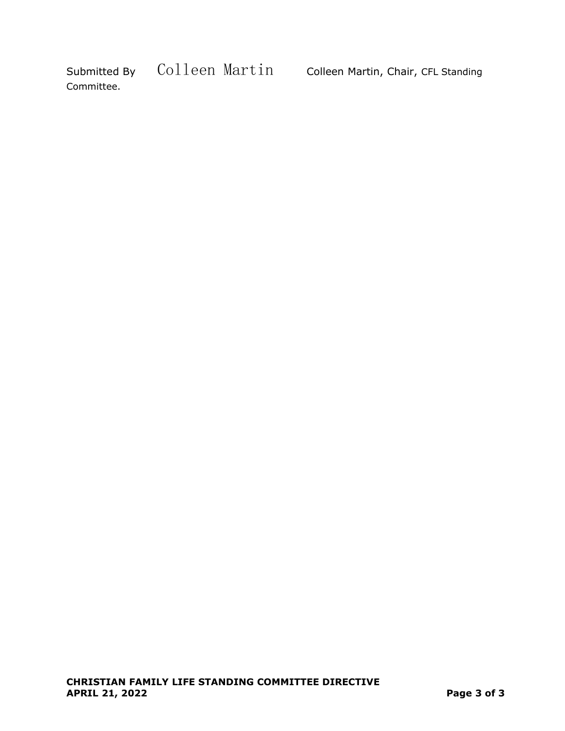Submitted By Colleen Martin Colleen Martin, Chair, CFL Standing Committee.